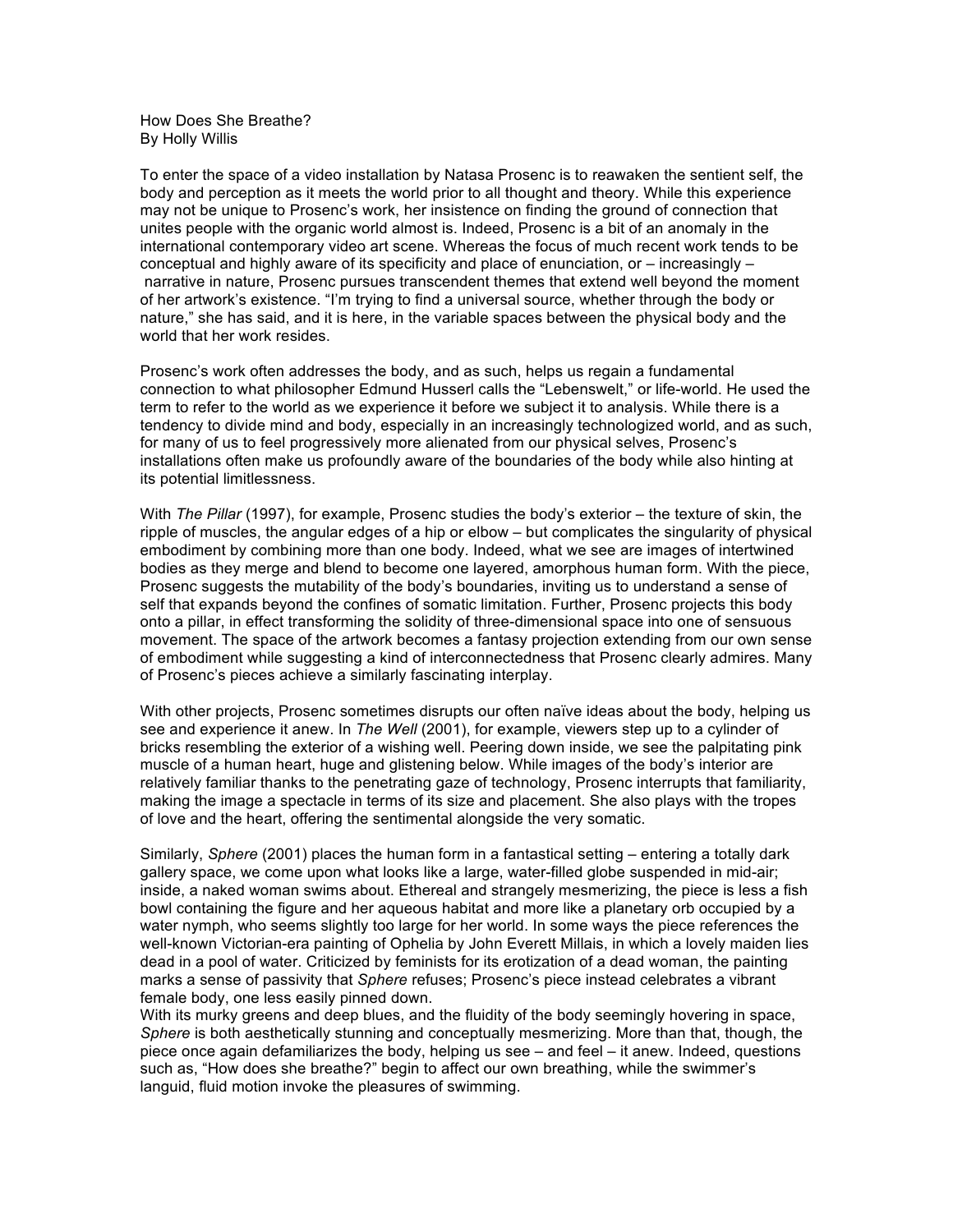# How Does She Breathe?

By Holly Willis

To enter the space of a video installation by Natasa Prosenc is to reawaken the sentient self, the body and perception as it meets the world prior to all thought and theory. While this experience may not be unique to Prosenc's work, her insistence on finding the ground of connection that unites people with the organic world almost is. Indeed, Prosenc is a bit of an anomaly in the international contemporary video art scene. Whereas the focus of much recent work tends to be conceptual and highly aware of its specificity and place of enunciation, or – increasingly – narrative in nature, Prosenc pursues transcendent themes that extend well beyond the moment of her artwork's existence. "I'm trying to find a universal source, whether through the body or nature," she has said, and it is here, in the variable spaces between the physical body and the world that her work resides.

Prosenc's work often addresses the body, and as such, helps us regain a fundamental connection to what philosopher Edmund Husserl calls the "Lebenswelt," or life-world. He used the term to refer to the world as we experience it before we subject it to analysis. While there is a tendency to divide mind and body, especially in an increasingly technologized world, and as such, for many of us to feel progressively more alienated from our physical selves, Prosenc's installations often make us profoundly aware of the boundaries of the body while also hinting at its potential limitlessness.

With *The Pillar* (1997), for example, Prosenc studies the body's exterior – the texture of skin, the ripple of muscles, the angular edges of a hip or elbow – but complicates the singularity of physical embodiment by combining more than one body. Indeed, what we see are images of intertwined bodies as they merge and blend to become one layered, amorphous human form. With the piece, Prosenc suggests the mutability of the body's boundaries, inviting us to understand a sense of self that expands beyond the confines of somatic limitation. Further, Prosenc projects this body onto a pillar, in effect transforming the solidity of three-dimensional space into one of sensuous movement. The space of the artwork becomes a fantasy projection extending from our own sense of embodiment while suggesting a kind of interconnectedness that Prosenc clearly admires. Many of Prosenc's pieces achieve a similarly fascinating interplay.

With other projects, Prosenc sometimes disrupts our often naïve ideas about the body, helping us see and experience it anew. In *The Well* (2001), for example, viewers step up to a cylinder of bricks resembling the exterior of a wishing well. Peering down inside, we see the palpitating pink muscle of a human heart, huge and glistening below. While images of the body's interior are relatively familiar thanks to the penetrating gaze of technology, Prosenc interrupts that familiarity, making the image a spectacle in terms of its size and placement. She also plays with the tropes of love and the heart, offering the sentimental alongside the very somatic.

Similarly, *Sphere* (2001) places the human form in a fantastical setting – entering a totally dark gallery space, we come upon what looks like a large, water-filled globe suspended in mid-air; inside, a naked woman swims about. Ethereal and strangely mesmerizing, the piece is less a fish bowl containing the figure and her aqueous habitat and more like a planetary orb occupied by a water nymph, who seems slightly too large for her world. In some ways the piece references the well-known Victorian-era painting of Ophelia by John Everett Millais, in which a lovely maiden lies dead in a pool of water. Criticized by feminists for its erotization of a dead woman, the painting marks a sense of passivity that *Sphere* refuses; Prosenc's piece instead celebrates a vibrant female body, one less easily pinned down.

With its murky greens and deep blues, and the fluidity of the body seemingly hovering in space, *Sphere* is both aesthetically stunning and conceptually mesmerizing. More than that, though, the piece once again defamiliarizes the body, helping us see – and feel – it anew. Indeed, questions such as, "How does she breathe?" begin to affect our own breathing, while the swimmer's languid, fluid motion invoke the pleasures of swimming.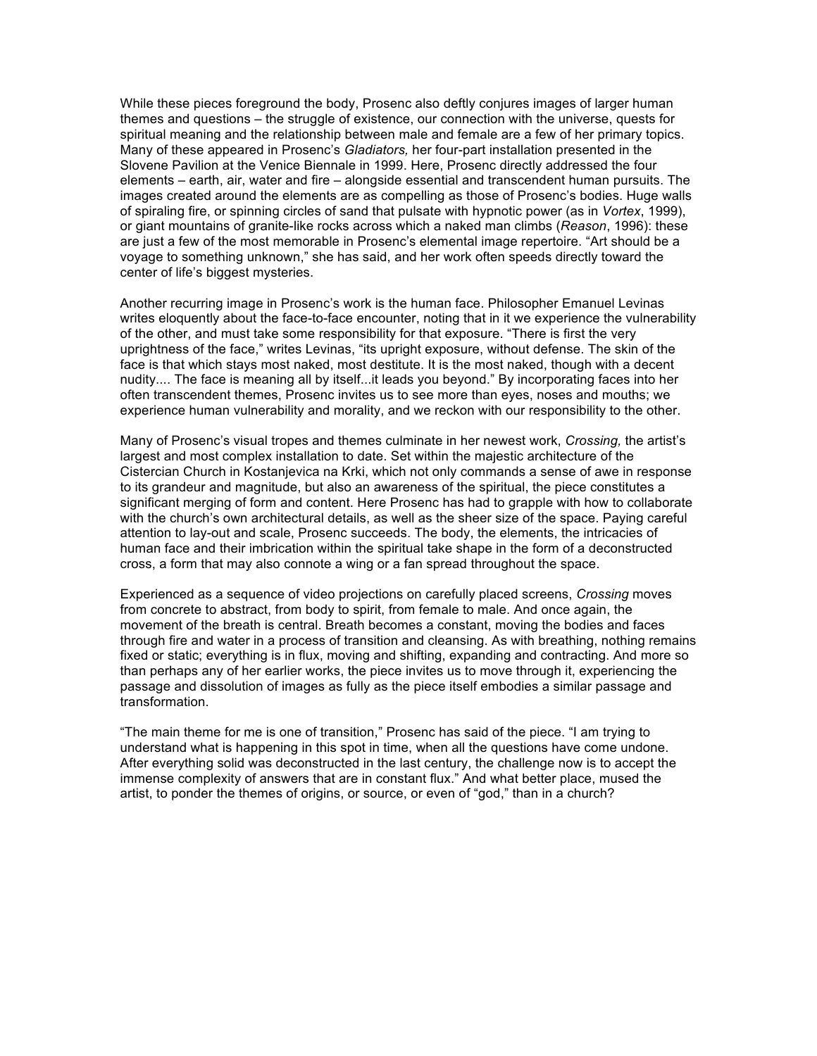While these pieces foreground the body, Prosenc also deftly conjures images of larger human themes and questions – the struggle of existence, our connection with the universe, quests for spiritual meaning and the relationship between male and female are a few of her primary topics. Many of these appeared in Prosenc's *Gladiators,* her four-part installation presented in the Slovene Pavilion at the Venice Biennale in 1999. Here, Prosenc directly addressed the four elements – earth, air, water and fire – alongside essential and transcendent human pursuits. The images created around the elements are as compelling as those of Prosenc's bodies. Huge walls of spiraling fire, or spinning circles of sand that pulsate with hypnotic power (as in *Vortex*, 1999), or giant mountains of granite-like rocks across which a naked man climbs (*Reason*, 1996): these are just a few of the most memorable in Prosenc's elemental image repertoire. "Art should be a voyage to something unknown," she has said, and her work often speeds directly toward the center of life's biggest mysteries.

Another recurring image in Prosenc's work is the human face. Philosopher Emanuel Levinas writes eloquently about the face-to-face encounter, noting that in it we experience the vulnerability of the other, and must take some responsibility for that exposure. "There is first the very uprightness of the face," writes Levinas, "its upright exposure, without defense. The skin of the face is that which stays most naked, most destitute. It is the most naked, though with a decent nudity.... The face is meaning all by itself...it leads you beyond." By incorporating faces into her often transcendent themes, Prosenc invites us to see more than eyes, noses and mouths; we experience human vulnerability and morality, and we reckon with our responsibility to the other.

Many of Prosenc's visual tropes and themes culminate in her newest work, *Crossing,* the artist's largest and most complex installation to date. Set within the majestic architecture of the Cistercian Church in Kostanjevica na Krki, which not only commands a sense of awe in response to its grandeur and magnitude, but also an awareness of the spiritual, the piece constitutes a significant merging of form and content. Here Prosenc has had to grapple with how to collaborate with the church's own architectural details, as well as the sheer size of the space. Paying careful attention to lay-out and scale, Prosenc succeeds. The body, the elements, the intricacies of human face and their imbrication within the spiritual take shape in the form of a deconstructed cross, a form that may also connote a wing or a fan spread throughout the space.

Experienced as a sequence of video projections on carefully placed screens, *Crossing* moves from concrete to abstract, from body to spirit, from female to male. And once again, the movement of the breath is central. Breath becomes a constant, moving the bodies and faces through fire and water in a process of transition and cleansing. As with breathing, nothing remains fixed or static; everything is in flux, moving and shifting, expanding and contracting. And more so than perhaps any of her earlier works, the piece invites us to move through it, experiencing the passage and dissolution of images as fully as the piece itself embodies a similar passage and transformation.

"The main theme for me is one of transition," Prosenc has said of the piece. "I am trying to understand what is happening in this spot in time, when all the questions have come undone. After everything solid was deconstructed in the last century, the challenge now is to accept the immense complexity of answers that are in constant flux." And what better place, mused the artist, to ponder the themes of origins, or source, or even of "god," than in a church?